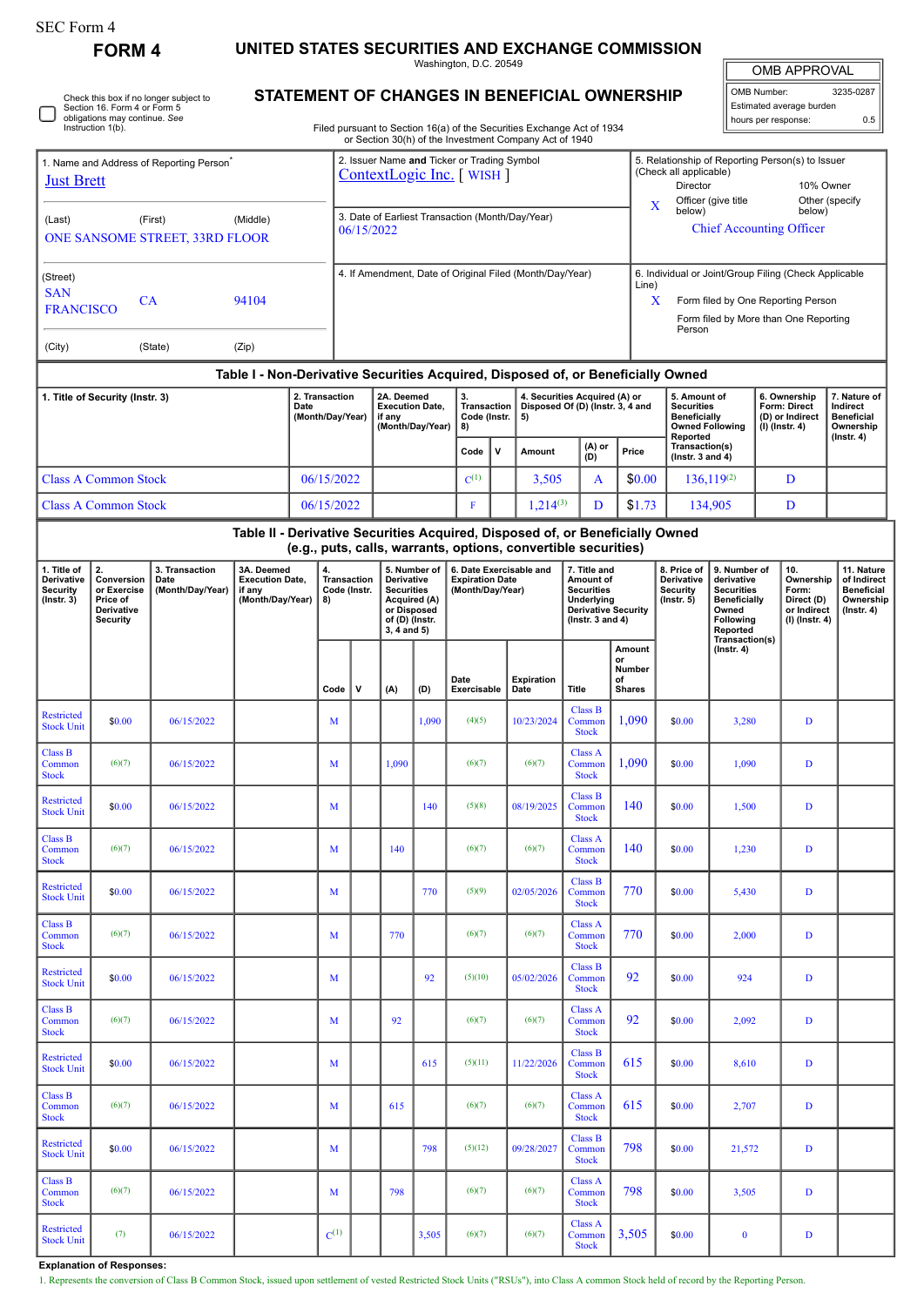SEC Form 4

# FORM 4

## UNITED STATES SECURITIES AND EXCHANGE COMMISSION

Washington, D.C. 20549

## STATEMENT OF CHANGES IN BENEFICIAL OWNERSHIP

Filed pursuant to Section 16(a) of the Securities Exchange Act of 1934
or Section 30(h) of the Investment Company Act of 1940

| OMB APPROVAL | |
|---|---|
| OMB Number: | 3235-0287 |
| Estimated average burden | |
| hours per response: | 0.5 |

☐ Check this box if no longer subject to Section 16. Form 4 or Form 5 obligations may continue. *See* Instruction 1(b).

1. Name and Address of Reporting Person*
Just Brett

(Last) (First) (Middle)
ONE SANSOME STREET, 33RD FLOOR

(Street)
SAN FRANCISCO CA 94104

(City) (State) (Zip)

2. Issuer Name **and** Ticker or Trading Symbol
ContextLogic Inc. [ WISH ]

3. Date of Earliest Transaction (Month/Day/Year)
06/15/2022

4. If Amendment, Date of Original Filed (Month/Day/Year)

5. Relationship of Reporting Person(s) to Issuer (Check all applicable)
Director
10% Owner
X Officer (give title below)
Other (specify below)
Chief Accounting Officer

6. Individual or Joint/Group Filing (Check Applicable Line)
X Form filed by One Reporting Person
Form filed by More than One Reporting Person

### Table I - Non-Derivative Securities Acquired, Disposed of, or Beneficially Owned

| 1. Title of Security (Instr. 3) | 2. Transaction Date (Month/Day/Year) | 2A. Deemed Execution Date, if any (Month/Day/Year) | 3. Transaction Code (Instr. 8) | | 4. Securities Acquired (A) or Disposed Of (D) (Instr. 3, 4 and 5) | | | 5. Amount of Securities Beneficially Owned Following Reported Transaction(s) (Instr. 3 and 4) | 6. Ownership Form: Direct (D) or Indirect (I) (Instr. 4) | 7. Nature of Indirect Beneficial Ownership (Instr. 4) |
|---|---|---|---|---|---|---|---|---|---|---|
| | | | Code | V | Amount | (A) or (D) | Price | | | |
| Class A Common Stock | 06/15/2022 | | C(1) | | 3,505 | A | $0.00 | 136,119(2) | D | |
| Class A Common Stock | 06/15/2022 | | F | | 1,214(3) | D | $1.73 | 134,905 | D | |

### Table II - Derivative Securities Acquired, Disposed of, or Beneficially Owned (e.g., puts, calls, warrants, options, convertible securities)

| 1. Title of Derivative Security (Instr. 3) | 2. Conversion or Exercise Price of Derivative Security | 3. Transaction Date (Month/Day/Year) | 3A. Deemed Execution Date, if any (Month/Day/Year) | 4. Transaction Code (Instr. 8) | | 5. Number of Derivative Securities Acquired (A) or Disposed of (D) (Instr. 3, 4 and 5) | | 6. Date Exercisable and Expiration Date (Month/Day/Year) | | 7. Title and Amount of Securities Underlying Derivative Security (Instr. 3 and 4) | | 8. Price of Derivative Security (Instr. 5) | 9. Number of derivative Securities Beneficially Owned Following Reported Transaction(s) (Instr. 4) | 10. Ownership Form: Direct (D) or Indirect (I) (Instr. 4) | 11. Nature of Indirect Beneficial Ownership (Instr. 4) |
|---|---|---|---|---|---|---|---|---|---|---|---|---|---|---|---|
| | | | | Code | V | (A) | (D) | Date Exercisable | Expiration Date | Title | Amount or Number of Shares | | | | |
| Restricted Stock Unit | $0.00 | 06/15/2022 | | M | | | 1,090 | (4)(5) | 10/23/2024 | Class B Common Stock | 1,090 | $0.00 | 3,280 | D | |
| Class B Common Stock | (6)(7) | 06/15/2022 | | M | | 1,090 | | (6)(7) | (6)(7) | Class A Common Stock | 1,090 | $0.00 | 1,090 | D | |
| Restricted Stock Unit | $0.00 | 06/15/2022 | | M | | | 140 | (5)(8) | 08/19/2025 | Class B Common Stock | 140 | $0.00 | 1,500 | D | |
| Class B Common Stock | (6)(7) | 06/15/2022 | | M | | 140 | | (6)(7) | (6)(7) | Class A Common Stock | 140 | $0.00 | 1,230 | D | |
| Restricted Stock Unit | $0.00 | 06/15/2022 | | M | | | 770 | (5)(9) | 02/05/2026 | Class B Common Stock | 770 | $0.00 | 5,430 | D | |
| Class B Common Stock | (6)(7) | 06/15/2022 | | M | | 770 | | (6)(7) | (6)(7) | Class A Common Stock | 770 | $0.00 | 2,000 | D | |
| Restricted Stock Unit | $0.00 | 06/15/2022 | | M | | | 92 | (5)(10) | 05/02/2026 | Class B Common Stock | 92 | $0.00 | 924 | D | |
| Class B Common Stock | (6)(7) | 06/15/2022 | | M | | 92 | | (6)(7) | (6)(7) | Class A Common Stock | 92 | $0.00 | 2,092 | D | |
| Restricted Stock Unit | $0.00 | 06/15/2022 | | M | | | 615 | (5)(11) | 11/22/2026 | Class B Common Stock | 615 | $0.00 | 8,610 | D | |
| Class B Common Stock | (6)(7) | 06/15/2022 | | M | | 615 | | (6)(7) | (6)(7) | Class A Common Stock | 615 | $0.00 | 2,707 | D | |
| Restricted Stock Unit | $0.00 | 06/15/2022 | | M | | | 798 | (5)(12) | 09/28/2027 | Class B Common Stock | 798 | $0.00 | 21,572 | D | |
| Class B Common Stock | (6)(7) | 06/15/2022 | | M | | 798 | | (6)(7) | (6)(7) | Class A Common Stock | 798 | $0.00 | 3,505 | D | |
| Restricted Stock Unit | (7) | 06/15/2022 | | C(1) | | | 3,505 | (6)(7) | (6)(7) | Class A Common Stock | 3,505 | $0.00 | 0 | D | |

**Explanation of Responses:**

1. Represents the conversion of Class B Common Stock, issued upon settlement of vested Restricted Stock Units ("RSUs"), into Class A common Stock held of record by the Reporting Person.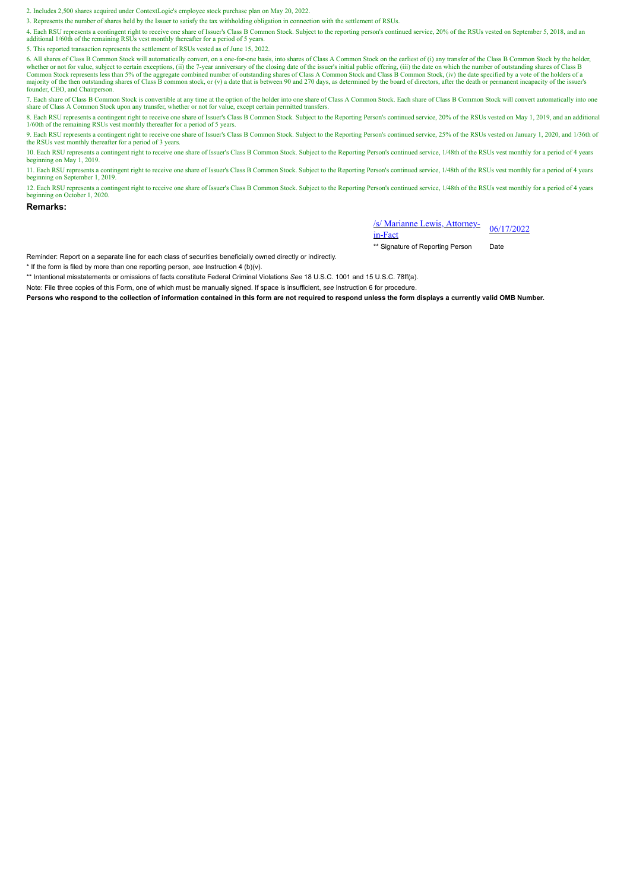2. Includes 2,500 shares acquired under ContextLogic's employee stock purchase plan on May 20, 2022.

3. Represents the number of shares held by the Issuer to satisfy the tax withholding obligation in connection with the settlement of RSUs.

4. Each RSU represents a contingent right to receive one share of Issuer's Class B Common Stock. Subject to the reporting person's continued service, 20% of the RSUs vested on September 5, 2018, and an additional 1/60th of the remaining RSUs vest monthly thereafter for a period of 5 years.

5. This reported transaction represents the settlement of RSUs vested as of June 15, 2022.

6. All shares of Class B Common Stock will automatically convert, on a one-for-one basis, into shares of Class A Common Stock on the earliest of (i) any transfer of the Class B Common Stock by the holder, whether or not for value, subject to certain exceptions, (ii) the 7-year anniversary of the closing date of the issuer's initial public offering, (iii) the date on which the number of outstanding shares of Class B Common Stock represents less than 5% of the aggregate combined number of outstanding shares of Class A Common Stock and Class B Common Stock, (iv) the date specified by a vote of the holders of a majority of the then outstanding shares of Class B common stock, or (v) a date that is between 90 and 270 days, as determined by the board of directors, after the death or permanent incapacity of the issuer's founder, CEO, and Chairperson.

7. Each share of Class B Common Stock is convertible at any time at the option of the holder into one share of Class A Common Stock. Each share of Class B Common Stock will convert automatically into one share of Class A Common Stock upon any transfer, whether or not for value, except certain permitted transfers.

8. Each RSU represents a contingent right to receive one share of Issuer's Class B Common Stock. Subject to the Reporting Person's continued service, 20% of the RSUs vested on May 1, 2019, and an additional 1/60th of the remaining RSUs vest monthly thereafter for a period of 5 years.

9. Each RSU represents a contingent right to receive one share of Issuer's Class B Common Stock. Subject to the Reporting Person's continued service, 25% of the RSUs vested on January 1, 2020, and 1/36th of the RSUs vest monthly thereafter for a period of 3 years.

10. Each RSU represents a contingent right to receive one share of Issuer's Class B Common Stock. Subject to the Reporting Person's continued service, 1/48th of the RSUs vest monthly for a period of 4 years beginning on May 1, 2019.

11. Each RSU represents a contingent right to receive one share of Issuer's Class B Common Stock. Subject to the Reporting Person's continued service, 1/48th of the RSUs vest monthly for a period of 4 years beginning on September 1, 2019.

12. Each RSU represents a contingent right to receive one share of Issuer's Class B Common Stock. Subject to the Reporting Person's continued service, 1/48th of the RSUs vest monthly for a period of 4 years beginning on October 1, 2020.

**Remarks:**

| | |
|---|---|
| /s/ Marianne Lewis, Attorney-in-Fact | 06/17/2022 |
| ** Signature of Reporting Person | Date |

Reminder: Report on a separate line for each class of securities beneficially owned directly or indirectly.

\* If the form is filed by more than one reporting person, *see* Instruction 4 (b)(v).

\** Intentional misstatements or omissions of facts constitute Federal Criminal Violations *See* 18 U.S.C. 1001 and 15 U.S.C. 78ff(a).

Note: File three copies of this Form, one of which must be manually signed. If space is insufficient, *see* Instruction 6 for procedure.

**Persons who respond to the collection of information contained in this form are not required to respond unless the form displays a currently valid OMB Number.**